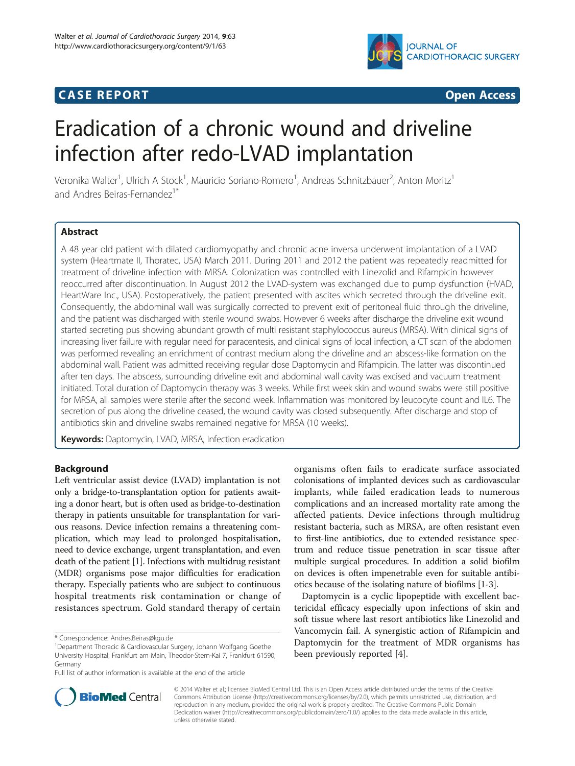CASE REPORT **Open Access**

# Eradication of a chronic wound and driveline infection after redo-LVAD implantation

Veronika Walter[1], Ulrich A Stock[1], Mauricio Soriano-Romero[1], Andreas Schnitzbauer[2], Anton Moritz[1] and Andres Beiras-Fernandez[1*]

## Abstract

A 48 year old patient with dilated cardiomyopathy and chronic acne inversa underwent implantation of a LVAD system (Heartmate II, Thoratec, USA) March 2011. During 2011 and 2012 the patient was repeatedly readmitted for treatment of driveline infection with MRSA. Colonization was controlled with Linezolid and Rifampicin however reoccurred after discontinuation. In August 2012 the LVAD-system was exchanged due to pump dysfunction (HVAD, HeartWare Inc., USA). Postoperatively, the patient presented with ascites which secreted through the driveline exit. Consequently, the abdominal wall was surgically corrected to prevent exit of peritoneal fluid through the driveline, and the patient was discharged with sterile wound swabs. However 6 weeks after discharge the driveline exit wound started secreting pus showing abundant growth of multi resistant staphylococcus aureus (MRSA). With clinical signs of increasing liver failure with regular need for paracentesis, and clinical signs of local infection, a CT scan of the abdomen was performed revealing an enrichment of contrast medium along the driveline and an abscess-like formation on the abdominal wall. Patient was admitted receiving regular dose Daptomycin and Rifampicin. The latter was discontinued after ten days. The abscess, surrounding driveline exit and abdominal wall cavity was excised and vacuum treatment initiated. Total duration of Daptomycin therapy was 3 weeks. While first week skin and wound swabs were still positive for MRSA, all samples were sterile after the second week. Inflammation was monitored by leucocyte count and IL6. The secretion of pus along the driveline ceased, the wound cavity was closed subsequently. After discharge and stop of antibiotics skin and driveline swabs remained negative for MRSA (10 weeks).

**Keywords:** Daptomycin, LVAD, MRSA, Infection eradication

## Background

Left ventricular assist device (LVAD) implantation is not only a bridge-to-transplantation option for patients awaiting a donor heart, but is often used as bridge-to-destination therapy in patients unsuitable for transplantation for various reasons. Device infection remains a threatening complication, which may lead to prolonged hospitalisation, need to device exchange, urgent transplantation, and even death of the patient [1]. Infections with multidrug resistant (MDR) organisms pose major difficulties for eradication therapy. Especially patients who are subject to continuous hospital treatments risk contamination or change of resistances spectrum. Gold standard therapy of certain organisms often fails to eradicate surface associated colonisations of implanted devices such as cardiovascular implants, while failed eradication leads to numerous complications and an increased mortality rate among the affected patients. Device infections through multidrug resistant bacteria, such as MRSA, are often resistant even to first-line antibiotics, due to extended resistance spectrum and reduce tissue penetration in scar tissue after multiple surgical procedures. In addition a solid biofilm on devices is often impenetrable even for suitable antibiotics because of the isolating nature of biofilms [1-3].

Daptomycin is a cyclic lipopeptide with excellent bactericidal efficacy especially upon infections of skin and soft tissue where last resort antibiotics like Linezolid and Vancomycin fail. A synergistic action of Rifampicin and Daptomycin for the treatment of MDR organisms has been previously reported [4].

* Correspondence: Andres.Beiras@kgu.de
[1]Department Thoracic & Cardiovascular Surgery, Johann Wolfgang Goethe University Hospital, Frankfurt am Main, Theodor-Stern-Kai 7, Frankfurt 61590, Germany
Full list of author information is available at the end of the article

© 2014 Walter et al.; licensee BioMed Central Ltd. This is an Open Access article distributed under the terms of the Creative Commons Attribution License (http://creativecommons.org/licenses/by/2.0), which permits unrestricted use, distribution, and reproduction in any medium, provided the original work is properly credited. The Creative Commons Public Domain Dedication waiver (http://creativecommons.org/publicdomain/zero/1.0/) applies to the data made available in this article, unless otherwise stated.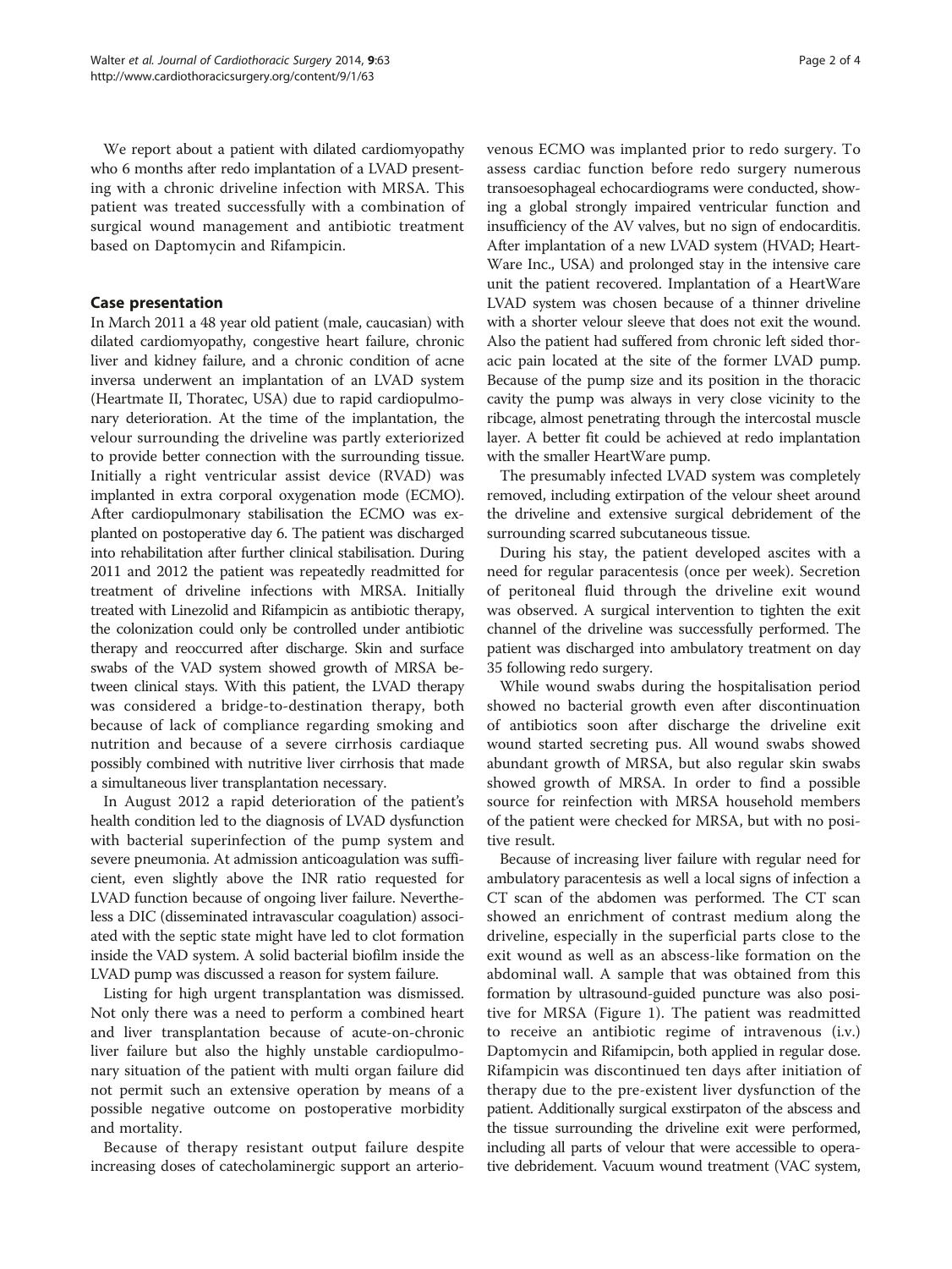We report about a patient with dilated cardiomyopathy who 6 months after redo implantation of a LVAD presenting with a chronic driveline infection with MRSA. This patient was treated successfully with a combination of surgical wound management and antibiotic treatment based on Daptomycin and Rifampicin.

## Case presentation

In March 2011 a 48 year old patient (male, caucasian) with dilated cardiomyopathy, congestive heart failure, chronic liver and kidney failure, and a chronic condition of acne inversa underwent an implantation of an LVAD system (Heartmate II, Thoratec, USA) due to rapid cardiopulmonary deterioration. At the time of the implantation, the velour surrounding the driveline was partly exteriorized to provide better connection with the surrounding tissue. Initially a right ventricular assist device (RVAD) was implanted in extra corporal oxygenation mode (ECMO). After cardiopulmonary stabilisation the ECMO was explanted on postoperative day 6. The patient was discharged into rehabilitation after further clinical stabilisation. During 2011 and 2012 the patient was repeatedly readmitted for treatment of driveline infections with MRSA. Initially treated with Linezolid and Rifampicin as antibiotic therapy, the colonization could only be controlled under antibiotic therapy and reoccurred after discharge. Skin and surface swabs of the VAD system showed growth of MRSA between clinical stays. With this patient, the LVAD therapy was considered a bridge-to-destination therapy, both because of lack of compliance regarding smoking and nutrition and because of a severe cirrhosis cardiaque possibly combined with nutritive liver cirrhosis that made a simultaneous liver transplantation necessary.

In August 2012 a rapid deterioration of the patient's health condition led to the diagnosis of LVAD dysfunction with bacterial superinfection of the pump system and severe pneumonia. At admission anticoagulation was sufficient, even slightly above the INR ratio requested for LVAD function because of ongoing liver failure. Nevertheless a DIC (disseminated intravascular coagulation) associated with the septic state might have led to clot formation inside the VAD system. A solid bacterial biofilm inside the LVAD pump was discussed a reason for system failure.

Listing for high urgent transplantation was dismissed. Not only there was a need to perform a combined heart and liver transplantation because of acute-on-chronic liver failure but also the highly unstable cardiopulmonary situation of the patient with multi organ failure did not permit such an extensive operation by means of a possible negative outcome on postoperative morbidity and mortality.

Because of therapy resistant output failure despite increasing doses of catecholaminergic support an arterio-venous ECMO was implanted prior to redo surgery. To assess cardiac function before redo surgery numerous transoesophageal echocardiograms were conducted, showing a global strongly impaired ventricular function and insufficiency of the AV valves, but no sign of endocarditis. After implantation of a new LVAD system (HVAD; HeartWare Inc., USA) and prolonged stay in the intensive care unit the patient recovered. Implantation of a HeartWare LVAD system was chosen because of a thinner driveline with a shorter velour sleeve that does not exit the wound. Also the patient had suffered from chronic left sided thoracic pain located at the site of the former LVAD pump. Because of the pump size and its position in the thoracic cavity the pump was always in very close vicinity to the ribcage, almost penetrating through the intercostal muscle layer. A better fit could be achieved at redo implantation with the smaller HeartWare pump.

The presumably infected LVAD system was completely removed, including extirpation of the velour sheet around the driveline and extensive surgical debridement of the surrounding scarred subcutaneous tissue.

During his stay, the patient developed ascites with a need for regular paracentesis (once per week). Secretion of peritoneal fluid through the driveline exit wound was observed. A surgical intervention to tighten the exit channel of the driveline was successfully performed. The patient was discharged into ambulatory treatment on day 35 following redo surgery.

While wound swabs during the hospitalisation period showed no bacterial growth even after discontinuation of antibiotics soon after discharge the driveline exit wound started secreting pus. All wound swabs showed abundant growth of MRSA, but also regular skin swabs showed growth of MRSA. In order to find a possible source for reinfection with MRSA household members of the patient were checked for MRSA, but with no positive result.

Because of increasing liver failure with regular need for ambulatory paracentesis as well a local signs of infection a CT scan of the abdomen was performed. The CT scan showed an enrichment of contrast medium along the driveline, especially in the superficial parts close to the exit wound as well as an abscess-like formation on the abdominal wall. A sample that was obtained from this formation by ultrasound-guided puncture was also positive for MRSA (Figure 1). The patient was readmitted to receive an antibiotic regime of intravenous (i.v.) Daptomycin and Rifamipcin, both applied in regular dose. Rifampicin was discontinued ten days after initiation of therapy due to the pre-existent liver dysfunction of the patient. Additionally surgical exstirpaton of the abscess and the tissue surrounding the driveline exit were performed, including all parts of velour that were accessible to operative debridement. Vacuum wound treatment (VAC system,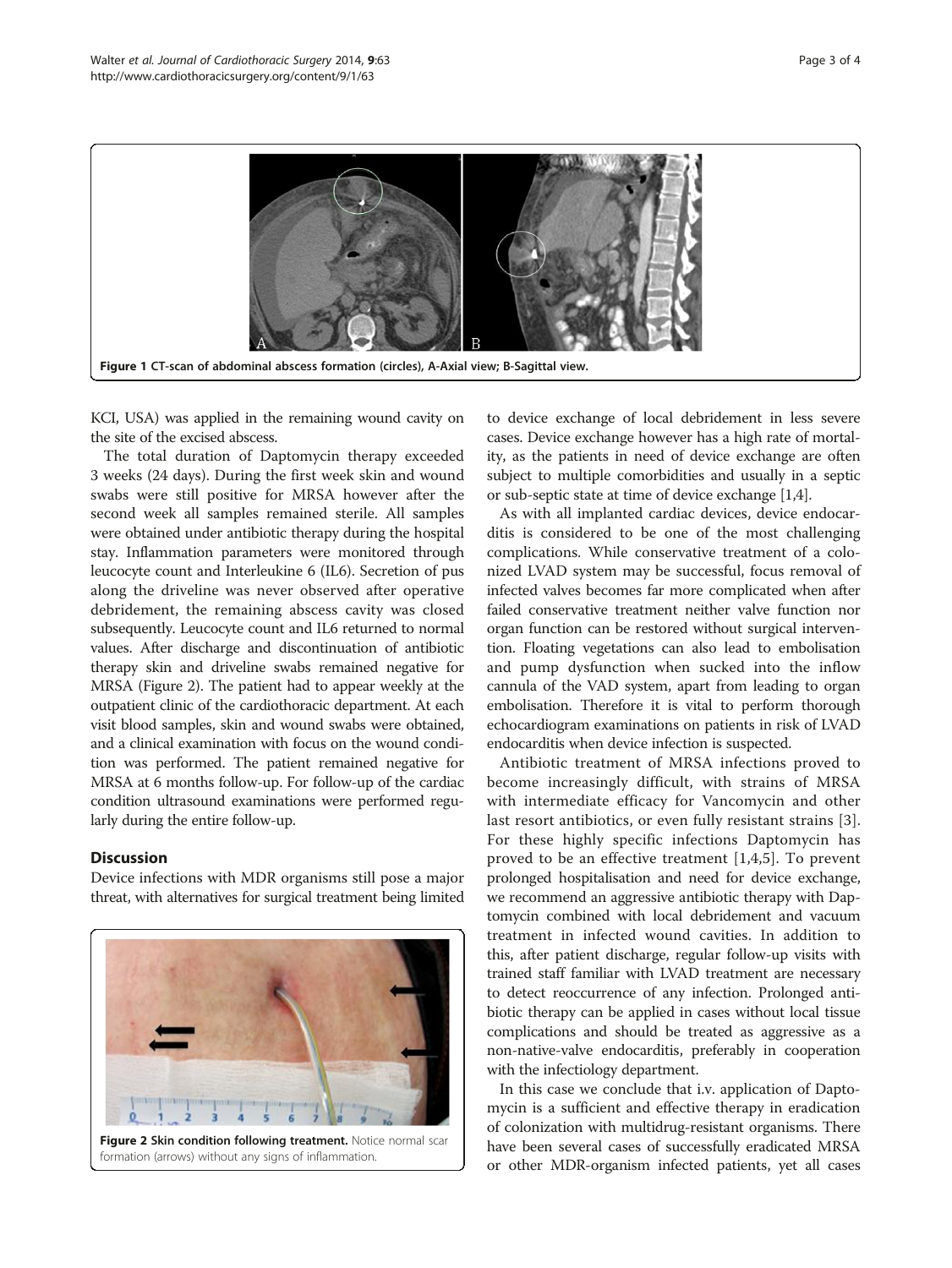Figure 1 CT-scan of abdominal abscess formation (circles), A-Axial view; B-Sagittal view.

KCI, USA) was applied in the remaining wound cavity on the site of the excised abscess.

The total duration of Daptomycin therapy exceeded 3 weeks (24 days). During the first week skin and wound swabs were still positive for MRSA however after the second week all samples remained sterile. All samples were obtained under antibiotic therapy during the hospital stay. Inflammation parameters were monitored through leucocyte count and Interleukine 6 (IL6). Secretion of pus along the driveline was never observed after operative debridement, the remaining abscess cavity was closed subsequently. Leucocyte count and IL6 returned to normal values. After discharge and discontinuation of antibiotic therapy skin and driveline swabs remained negative for MRSA (Figure 2). The patient had to appear weekly at the outpatient clinic of the cardiothoracic department. At each visit blood samples, skin and wound swabs were obtained, and a clinical examination with focus on the wound condition was performed. The patient remained negative for MRSA at 6 months follow-up. For follow-up of the cardiac condition ultrasound examinations were performed regularly during the entire follow-up.

## Discussion

Device infections with MDR organisms still pose a major threat, with alternatives for surgical treatment being limited to device exchange of local debridement in less severe cases. Device exchange however has a high rate of mortality, as the patients in need of device exchange are often subject to multiple comorbidities and usually in a septic or sub-septic state at time of device exchange [1,4].

Figure 2 Skin condition following treatment. Notice normal scar formation (arrows) without any signs of inflammation.

As with all implanted cardiac devices, device endocarditis is considered to be one of the most challenging complications. While conservative treatment of a colonized LVAD system may be successful, focus removal of infected valves becomes far more complicated when after failed conservative treatment neither valve function nor organ function can be restored without surgical intervention. Floating vegetations can also lead to embolisation and pump dysfunction when sucked into the inflow cannula of the VAD system, apart from leading to organ embolisation. Therefore it is vital to perform thorough echocardiogram examinations on patients in risk of LVAD endocarditis when device infection is suspected.

Antibiotic treatment of MRSA infections proved to become increasingly difficult, with strains of MRSA with intermediate efficacy for Vancomycin and other last resort antibiotics, or even fully resistant strains [3]. For these highly specific infections Daptomycin has proved to be an effective treatment [1,4,5]. To prevent prolonged hospitalisation and need for device exchange, we recommend an aggressive antibiotic therapy with Daptomycin combined with local debridement and vacuum treatment in infected wound cavities. In addition to this, after patient discharge, regular follow-up visits with trained staff familiar with LVAD treatment are necessary to detect reoccurrence of any infection. Prolonged antibiotic therapy can be applied in cases without local tissue complications and should be treated as aggressive as a non-native-valve endocarditis, preferably in cooperation with the infectiology department.

In this case we conclude that i.v. application of Daptomycin is a sufficient and effective therapy in eradication of colonization with multidrug-resistant organisms. There have been several cases of successfully eradicated MRSA or other MDR-organism infected patients, yet all cases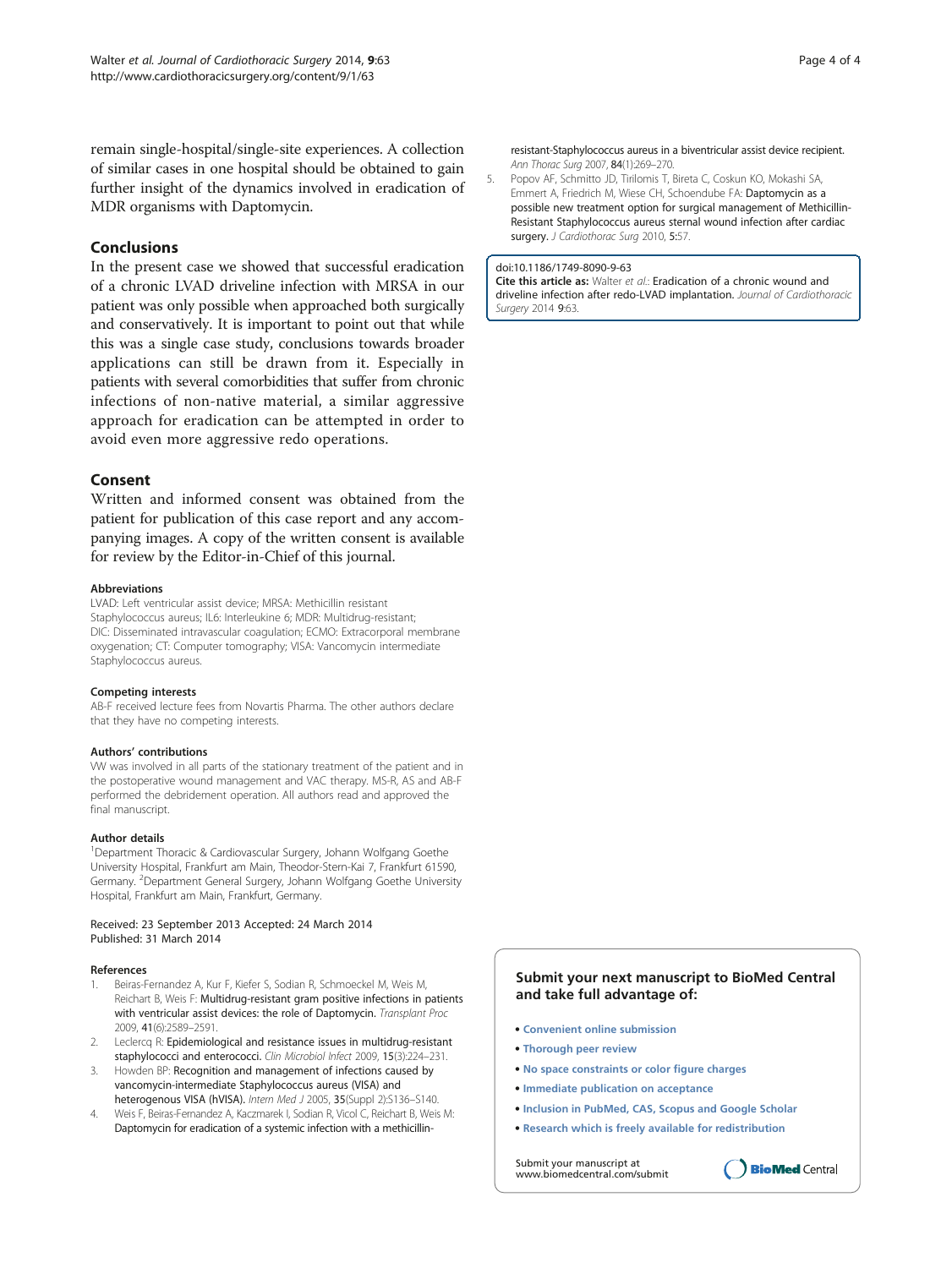remain single-hospital/single-site experiences. A collection of similar cases in one hospital should be obtained to gain further insight of the dynamics involved in eradication of MDR organisms with Daptomycin.

## Conclusions

In the present case we showed that successful eradication of a chronic LVAD driveline infection with MRSA in our patient was only possible when approached both surgically and conservatively. It is important to point out that while this was a single case study, conclusions towards broader applications can still be drawn from it. Especially in patients with several comorbidities that suffer from chronic infections of non-native material, a similar aggressive approach for eradication can be attempted in order to avoid even more aggressive redo operations.

## Consent

Written and informed consent was obtained from the patient for publication of this case report and any accompanying images. A copy of the written consent is available for review by the Editor-in-Chief of this journal.

#### Abbreviations

LVAD: Left ventricular assist device; MRSA: Methicillin resistant Staphylococcus aureus; IL6: Interleukine 6; MDR: Multidrug-resistant; DIC: Disseminated intravascular coagulation; ECMO: Extracorporeal membrane oxygenation; CT: Computer tomography; VISA: Vancomycin intermediate Staphylococcus aureus.

#### Competing interests

AB-F received lecture fees from Novartis Pharma. The other authors declare that they have no competing interests.

#### Authors' contributions

VW was involved in all parts of the stationary treatment of the patient and in the postoperative wound management and VAC therapy. MS-R, AS and AB-F performed the debridement operation. All authors read and approved the final manuscript.

#### Author details

[1]Department Thoracic & Cardiovascular Surgery, Johann Wolfgang Goethe University Hospital, Frankfurt am Main, Theodor-Stern-Kai 7, Frankfurt 61590, Germany. [2]Department General Surgery, Johann Wolfgang Goethe University Hospital, Frankfurt am Main, Frankfurt, Germany.

Received: 23 September 2013 Accepted: 24 March 2014
Published: 31 March 2014

#### References

1. Beiras-Fernandez A, Kur F, Kiefer S, Sodian R, Schmoeckel M, Weis M, Reichart B, Weis F: **Multidrug-resistant gram positive infections in patients with ventricular assist devices: the role of Daptomycin.** *Transplant Proc* 2009, **41**(6):2589–2591.
2. Leclercq R: **Epidemiological and resistance issues in multidrug-resistant staphylococci and enterococci.** *Clin Microbiol Infect* 2009, **15**(3):224–231.
3. Howden BP: **Recognition and management of infections caused by vancomycin-intermediate Staphylococcus aureus (VISA) and heterogenous VISA (hVISA).** *Intern Med J* 2005, **35**(Suppl 2):S136–S140.
4. Weis F, Beiras-Fernandez A, Kaczmarek I, Sodian R, Vicol C, Reichart B, Weis M: **Daptomycin for eradication of a systemic infection with a methicillin-resistant-Staphylococcus aureus in a biventricular assist device recipient.** *Ann Thorac Surg* 2007, **84**(1):269–270.
5. Popov AF, Schmitto JD, Tirilomis T, Bireta C, Coskun KO, Mokashi SA, Emmert A, Friedrich M, Wiese CH, Schoendube FA: **Daptomycin as a possible new treatment option for surgical management of Methicillin-Resistant Staphylococcus aureus sternal wound infection after cardiac surgery.** *J Cardiothorac Surg* 2010, **5**:57.

doi:10.1186/1749-8090-9-63
**Cite this article as:** Walter *et al.*: Eradication of a chronic wound and driveline infection after redo-LVAD implantation. *Journal of Cardiothoracic Surgery* 2014 **9**:63.

**Submit your next manuscript to BioMed Central and take full advantage of:**

- Convenient online submission
- Thorough peer review
- No space constraints or color figure charges
- Immediate publication on acceptance
- Inclusion in PubMed, CAS, Scopus and Google Scholar
- Research which is freely available for redistribution

Submit your manuscript at www.biomedcentral.com/submit